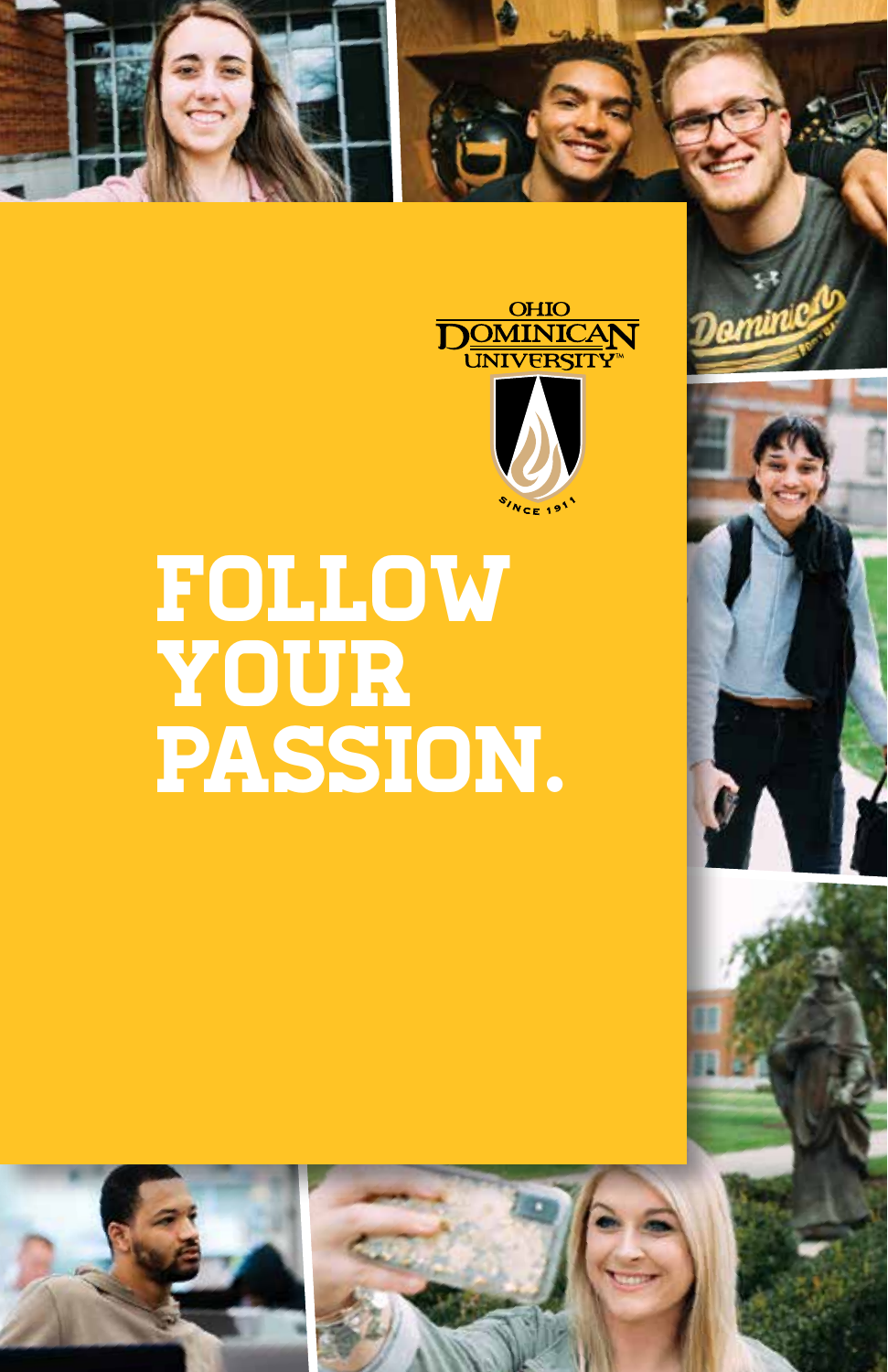OHIO DOMINICAN UNIVERSITY™

SINCE 1911

# FOLLOW YOUR PASSION.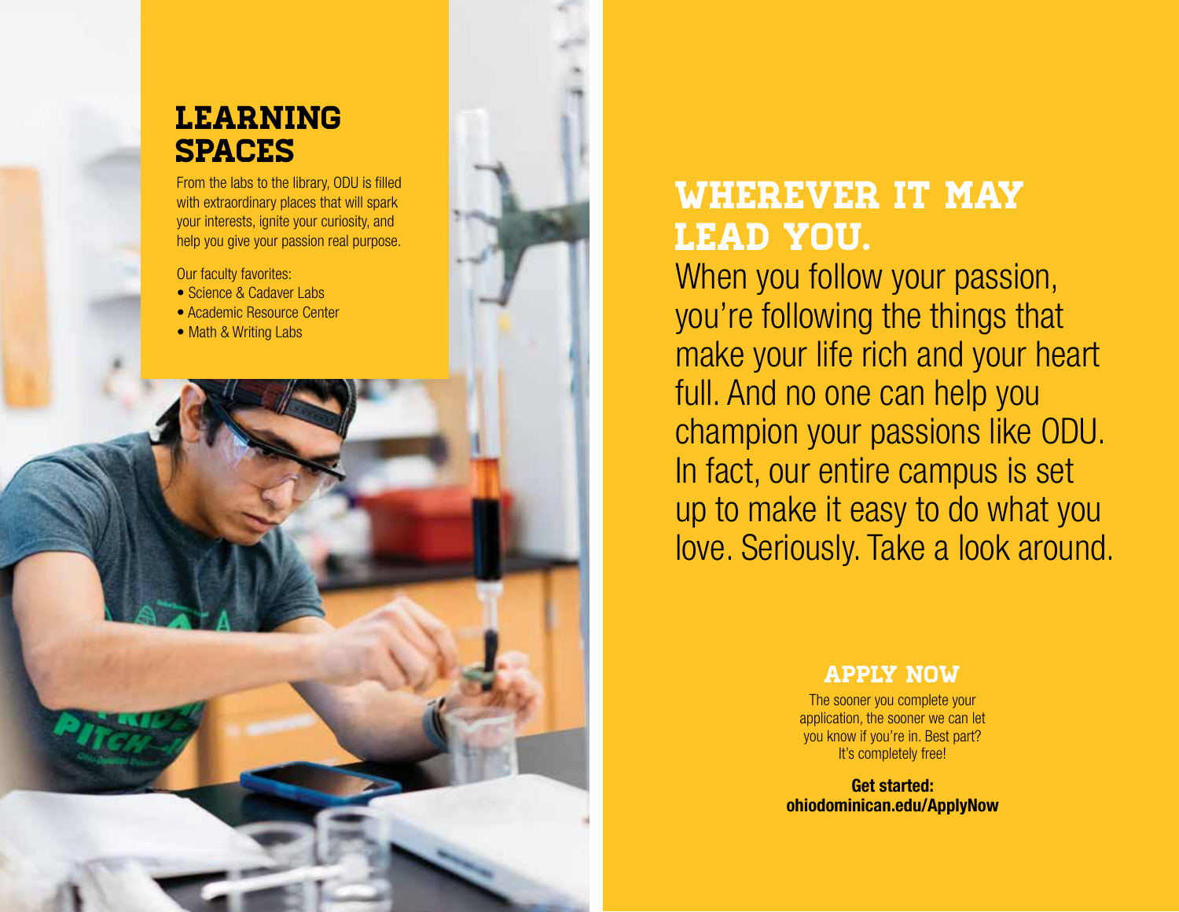## LEARNING SPACES

From the labs to the library, ODU is filled with extraordinary places that will spark your interests, ignite your curiosity, and help you give your passion real purpose.

Our faculty favorites:

- Science & Cadaver Labs
- Academic Resource Center
- Math & Writing Labs

## WHEREVER IT MAY LEAD YOU.

When you follow your passion, you're following the things that make your life rich and your heart full. And no one can help you champion your passions like ODU. In fact, our entire campus is set up to make it easy to do what you love. Seriously. Take a look around.

### APPLY NOW

The sooner you complete your application, the sooner we can let you know if you're in. Best part? It's completely free!

**Get started:**
**ohiodominican.edu/ApplyNow**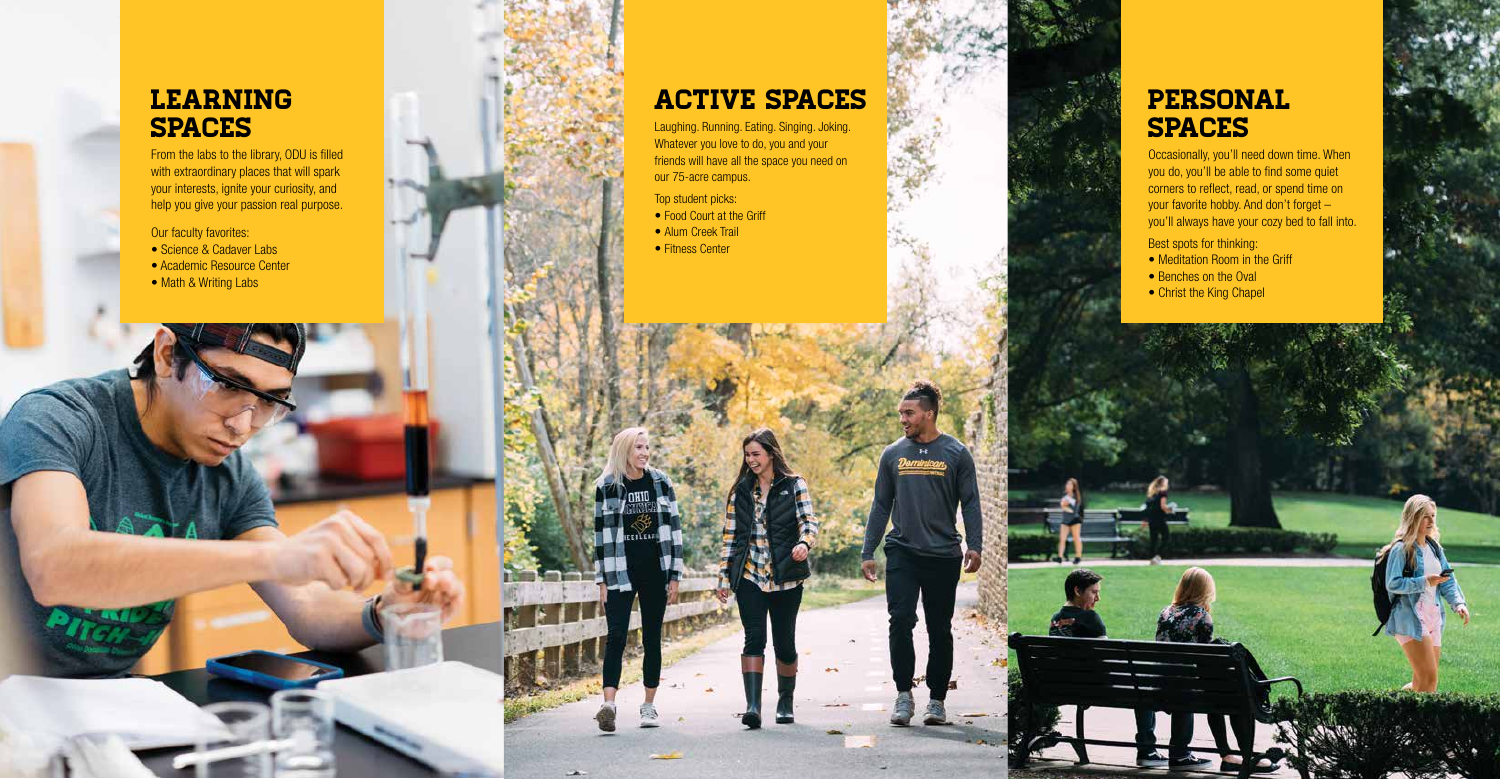## LEARNING SPACES

From the labs to the library, ODU is filled with extraordinary places that will spark your interests, ignite your curiosity, and help you give your passion real purpose.

Our faculty favorites:

- Science & Cadaver Labs
- Academic Resource Center
- Math & Writing Labs

## ACTIVE SPACES

Laughing. Running. Eating. Singing. Joking. Whatever you love to do, you and your friends will have all the space you need on our 75-acre campus.

Top student picks:

- Food Court at the Griff
- Alum Creek Trail
- Fitness Center

## PERSONAL SPACES

Occasionally, you'll need down time. When you do, you'll be able to find some quiet corners to reflect, read, or spend time on your favorite hobby. And don't forget – you'll always have your cozy bed to fall into.

Best spots for thinking:

- Meditation Room in the Griff
- Benches on the Oval
- Christ the King Chapel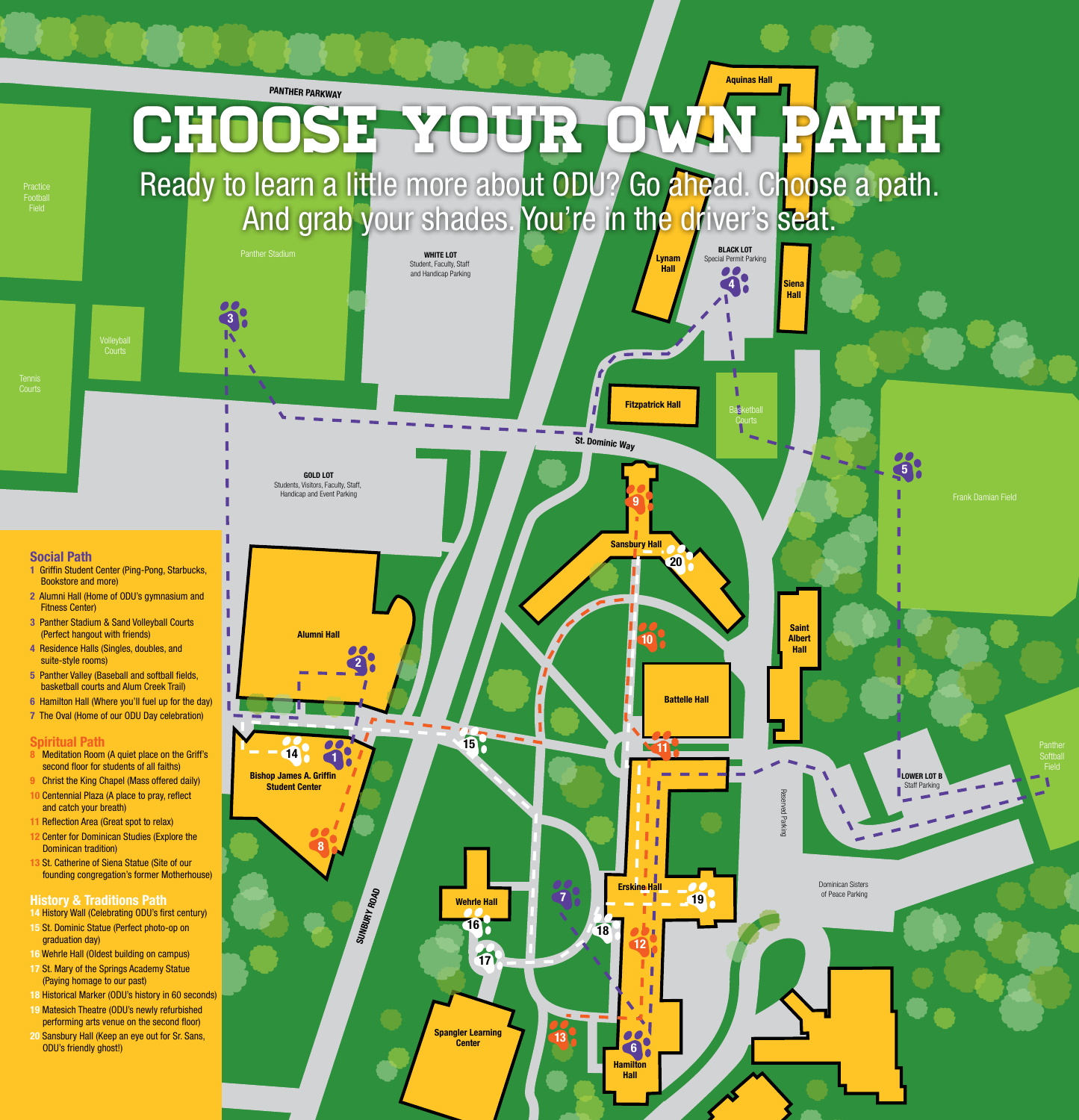# CHOOSE YOUR OWN PATH

Ready to learn a little more about ODU? Go ahead. Choose a path. And grab your shades. You're in the driver's seat.

## Social Path

1. Griffin Student Center (Ping-Pong, Starbucks, Bookstore and more)
2. Alumni Hall (Home of ODU's gymnasium and Fitness Center)
3. Panther Stadium & Sand Volleyball Courts (Perfect hangout with friends)
4. Residence Halls (Singles, doubles, and suite-style rooms)
5. Panther Valley (Baseball and softball fields, basketball courts and Alum Creek Trail)
6. Hamilton Hall (Where you'll fuel up for the day)
7. The Oval (Home of our ODU Day celebration)

## Spiritual Path

8. Meditation Room (A quiet place on the Griff's second floor for students of all faiths)
9. Christ the King Chapel (Mass offered daily)
10. Centennial Plaza (A place to pray, reflect and catch your breath)
11. Reflection Area (Great spot to relax)
12. Center for Dominican Studies (Explore the Dominican tradition)
13. St. Catherine of Siena Statue (Site of our founding congregation's former Motherhouse)

## History & Traditions Path

14. History Wall (Celebrating ODU's first century)
15. St. Dominic Statue (Perfect photo-op on graduation day)
16. Wehrle Hall (Oldest building on campus)
17. St. Mary of the Springs Academy Statue (Paying homage to our past)
18. Historical Marker (ODU's history in 60 seconds)
19. Matesich Theatre (ODU's newly refurbished performing arts venue on the second floor)
20. Sansbury Hall (Keep an eye out for Sr. Sans, ODU's friendly ghost!)

PANTHER PARKWAY

Practice Football Field

Panther Stadium

Volleyball Courts

Tennis Courts

WHITE LOT
Student, Faculty, Staff and Handicap Parking

GOLD LOT
Students, Visitors, Faculty, Staff, Handicap and Event Parking

BLACK LOT
Special Permit Parking

Aquinas Hall

Lynam Hall

Siena Hall

Fitzpatrick Hall

Basketball Courts

St. Dominic Way

Frank Damian Field

Sansbury Hall

Alumni Hall

Saint Albert Hall

Battelle Hall

Bishop James A. Griffin Student Center

Panther Softball Field

LOWER LOT B
Staff Parking

Reserved Parking

SUNBURY ROAD

Erskine Hall

Dominican Sisters of Peace Parking

Wehrle Hall

Spangler Learning Center

Hamilton Hall